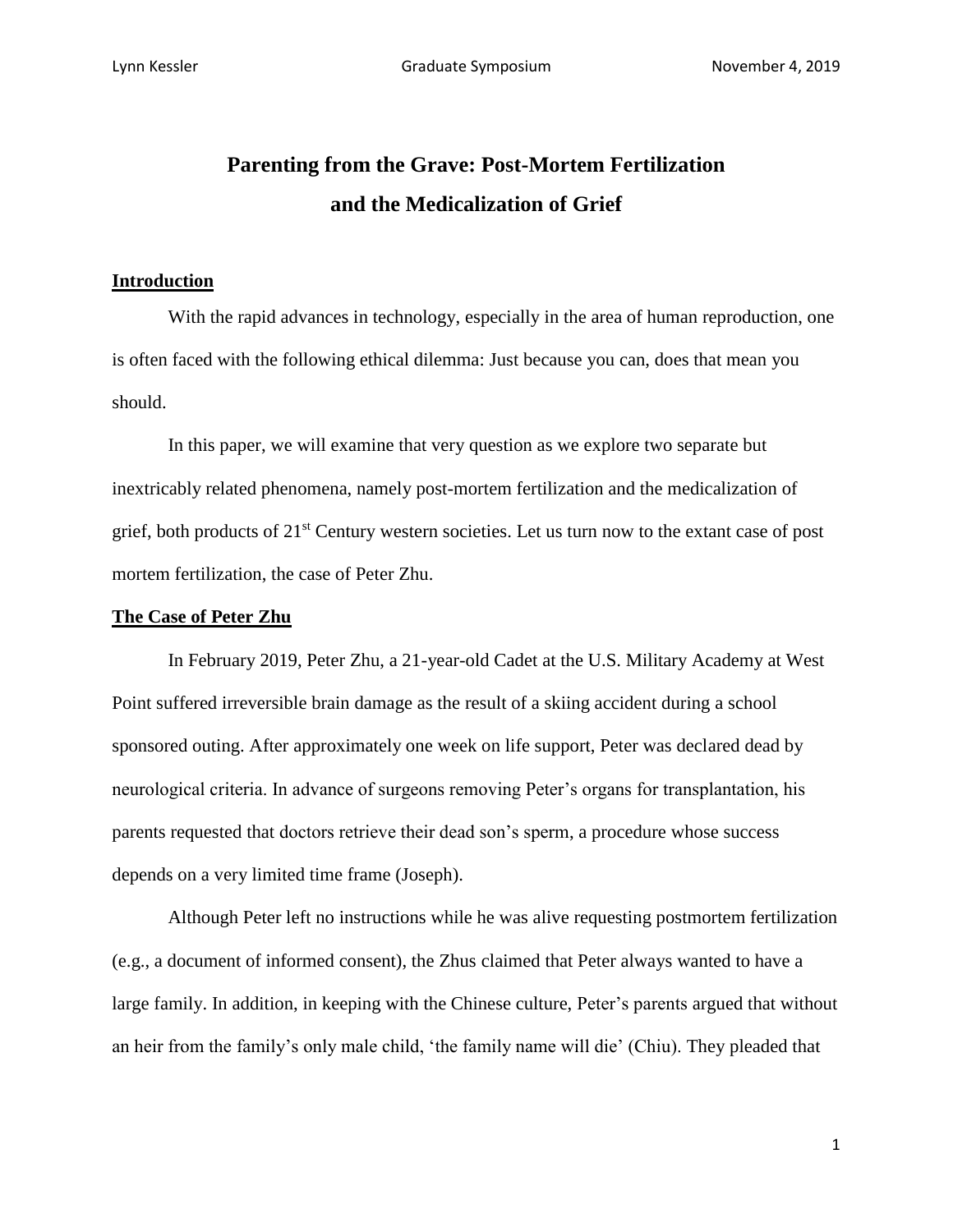# Parenting from the Grave: Post-Mortem Fertilization and the Medicalization of Grief

## Introduction

With the rapid advances in technology, especially in the area of human reproduction, one is often faced with the following ethical dilemma: Just because you can, does that mean you should.

In this paper, we will examine that very question as we explore two separate but inextricably related phenomena, namely post-mortem fertilization and the medicalization of grief, both products of 21st Century western societies. Let us turn now to the extant case of post mortem fertilization, the case of Peter Zhu.

## The Case of Peter Zhu

In February 2019, Peter Zhu, a 21-year-old Cadet at the U.S. Military Academy at West Point suffered irreversible brain damage as the result of a skiing accident during a school sponsored outing. After approximately one week on life support, Peter was declared dead by neurological criteria. In advance of surgeons removing Peter's organs for transplantation, his parents requested that doctors retrieve their dead son's sperm, a procedure whose success depends on a very limited time frame (Joseph).

Although Peter left no instructions while he was alive requesting postmortem fertilization (e.g., a document of informed consent), the Zhus claimed that Peter always wanted to have a large family. In addition, in keeping with the Chinese culture, Peter's parents argued that without an heir from the family's only male child, 'the family name will die' (Chiu). They pleaded that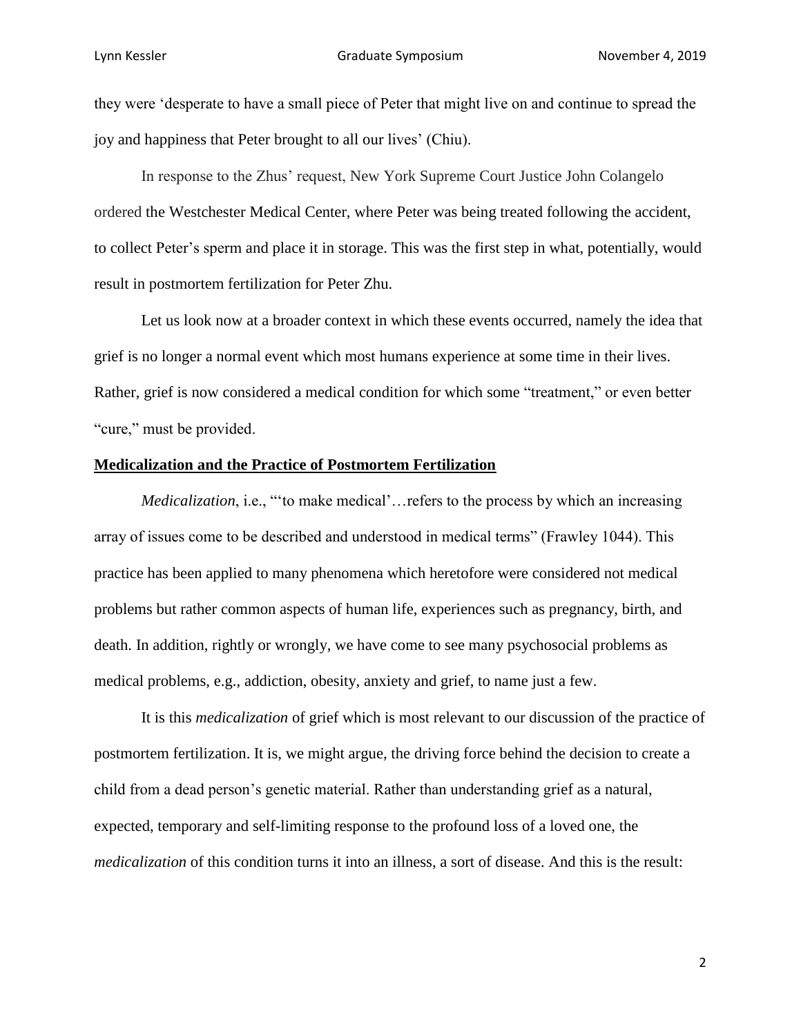they were 'desperate to have a small piece of Peter that might live on and continue to spread the joy and happiness that Peter brought to all our lives' (Chiu).

In response to the Zhus' request, New York Supreme Court Justice John Colangelo ordered the Westchester Medical Center, where Peter was being treated following the accident, to collect Peter's sperm and place it in storage. This was the first step in what, potentially, would result in postmortem fertilization for Peter Zhu.

Let us look now at a broader context in which these events occurred, namely the idea that grief is no longer a normal event which most humans experience at some time in their lives. Rather, grief is now considered a medical condition for which some "treatment," or even better "cure," must be provided.

## Medicalization and the Practice of Postmortem Fertilization

*Medicalization*, i.e., "'to make medical'…refers to the process by which an increasing array of issues come to be described and understood in medical terms" (Frawley 1044). This practice has been applied to many phenomena which heretofore were considered not medical problems but rather common aspects of human life, experiences such as pregnancy, birth, and death. In addition, rightly or wrongly, we have come to see many psychosocial problems as medical problems, e.g., addiction, obesity, anxiety and grief, to name just a few.

It is this *medicalization* of grief which is most relevant to our discussion of the practice of postmortem fertilization. It is, we might argue, the driving force behind the decision to create a child from a dead person's genetic material. Rather than understanding grief as a natural, expected, temporary and self-limiting response to the profound loss of a loved one, the *medicalization* of this condition turns it into an illness, a sort of disease. And this is the result: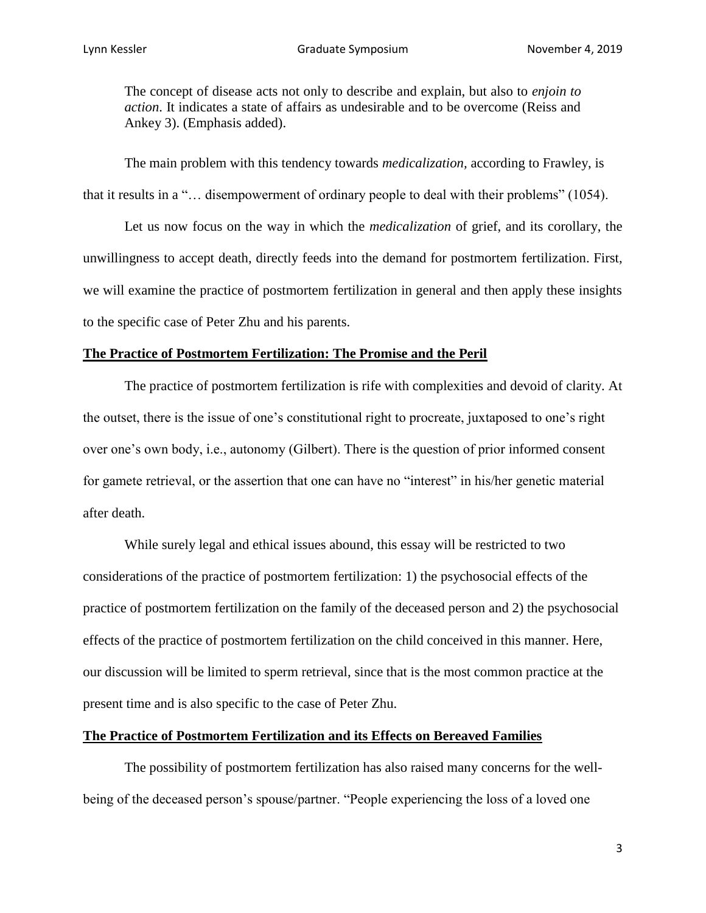> The concept of disease acts not only to describe and explain, but also to *enjoin to action*. It indicates a state of affairs as undesirable and to be overcome (Reiss and Ankey 3). (Emphasis added).

The main problem with this tendency towards *medicalization*, according to Frawley, is that it results in a "… disempowerment of ordinary people to deal with their problems" (1054).

Let us now focus on the way in which the *medicalization* of grief, and its corollary, the unwillingness to accept death, directly feeds into the demand for postmortem fertilization. First, we will examine the practice of postmortem fertilization in general and then apply these insights to the specific case of Peter Zhu and his parents.

## **The Practice of Postmortem Fertilization: The Promise and the Peril**

The practice of postmortem fertilization is rife with complexities and devoid of clarity. At the outset, there is the issue of one's constitutional right to procreate, juxtaposed to one's right over one's own body, i.e., autonomy (Gilbert). There is the question of prior informed consent for gamete retrieval, or the assertion that one can have no "interest" in his/her genetic material after death.

While surely legal and ethical issues abound, this essay will be restricted to two considerations of the practice of postmortem fertilization: 1) the psychosocial effects of the practice of postmortem fertilization on the family of the deceased person and 2) the psychosocial effects of the practice of postmortem fertilization on the child conceived in this manner. Here, our discussion will be limited to sperm retrieval, since that is the most common practice at the present time and is also specific to the case of Peter Zhu.

## **The Practice of Postmortem Fertilization and its Effects on Bereaved Families**

The possibility of postmortem fertilization has also raised many concerns for the well-being of the deceased person's spouse/partner. "People experiencing the loss of a loved one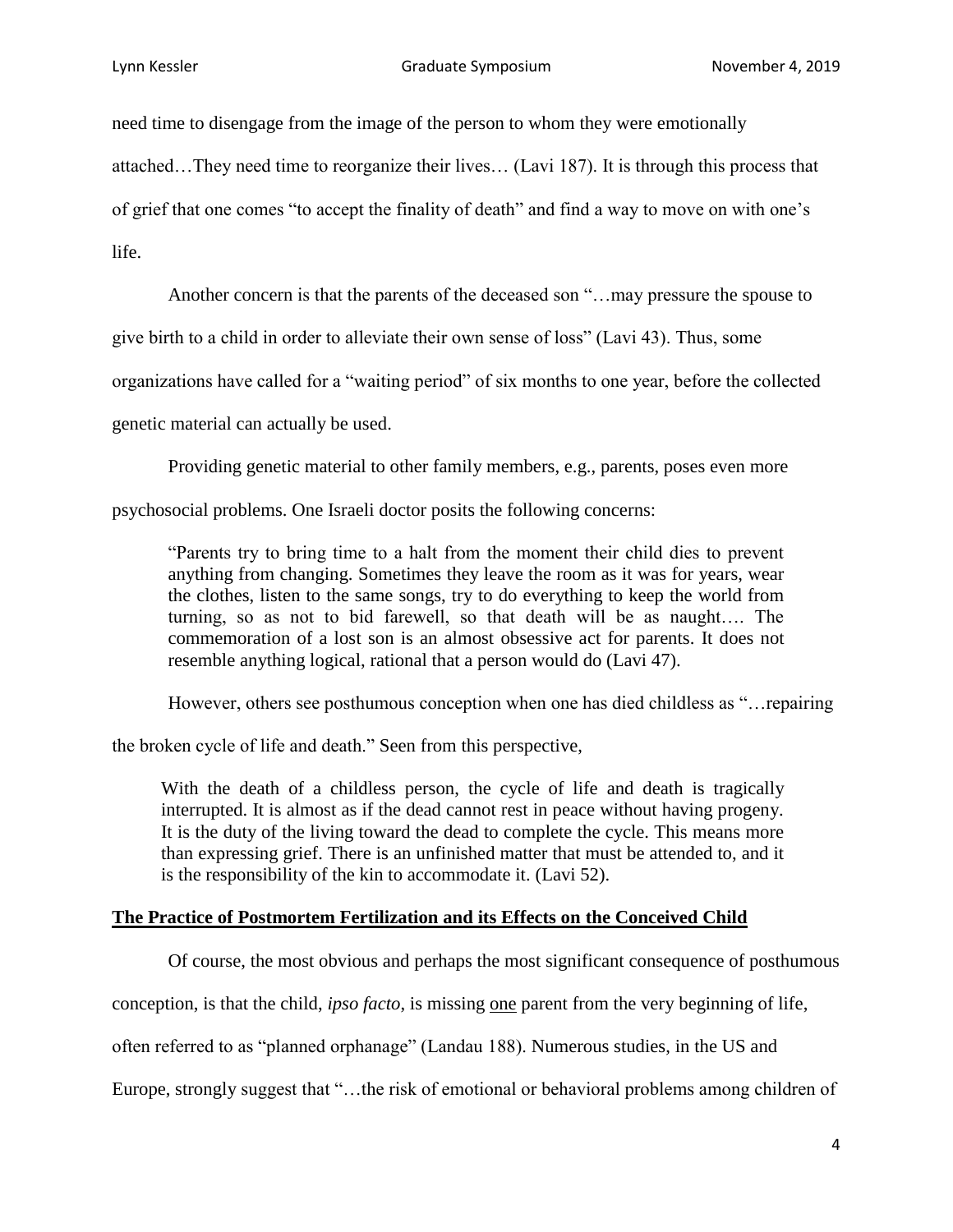need time to disengage from the image of the person to whom they were emotionally attached…They need time to reorganize their lives… (Lavi 187). It is through this process that of grief that one comes "to accept the finality of death" and find a way to move on with one's life.

Another concern is that the parents of the deceased son "…may pressure the spouse to give birth to a child in order to alleviate their own sense of loss" (Lavi 43). Thus, some organizations have called for a "waiting period" of six months to one year, before the collected genetic material can actually be used.

Providing genetic material to other family members, e.g., parents, poses even more psychosocial problems. One Israeli doctor posits the following concerns:

> "Parents try to bring time to a halt from the moment their child dies to prevent anything from changing. Sometimes they leave the room as it was for years, wear the clothes, listen to the same songs, try to do everything to keep the world from turning, so as not to bid farewell, so that death will be as naught…. The commemoration of a lost son is an almost obsessive act for parents. It does not resemble anything logical, rational that a person would do (Lavi 47).

However, others see posthumous conception when one has died childless as "…repairing the broken cycle of life and death." Seen from this perspective,

> With the death of a childless person, the cycle of life and death is tragically interrupted. It is almost as if the dead cannot rest in peace without having progeny. It is the duty of the living toward the dead to complete the cycle. This means more than expressing grief. There is an unfinished matter that must be attended to, and it is the responsibility of the kin to accommodate it. (Lavi 52).

## **The Practice of Postmortem Fertilization and its Effects on the Conceived Child**

Of course, the most obvious and perhaps the most significant consequence of posthumous conception, is that the child, *ipso facto,* is missing one parent from the very beginning of life, often referred to as "planned orphanage" (Landau 188). Numerous studies, in the US and Europe, strongly suggest that "…the risk of emotional or behavioral problems among children of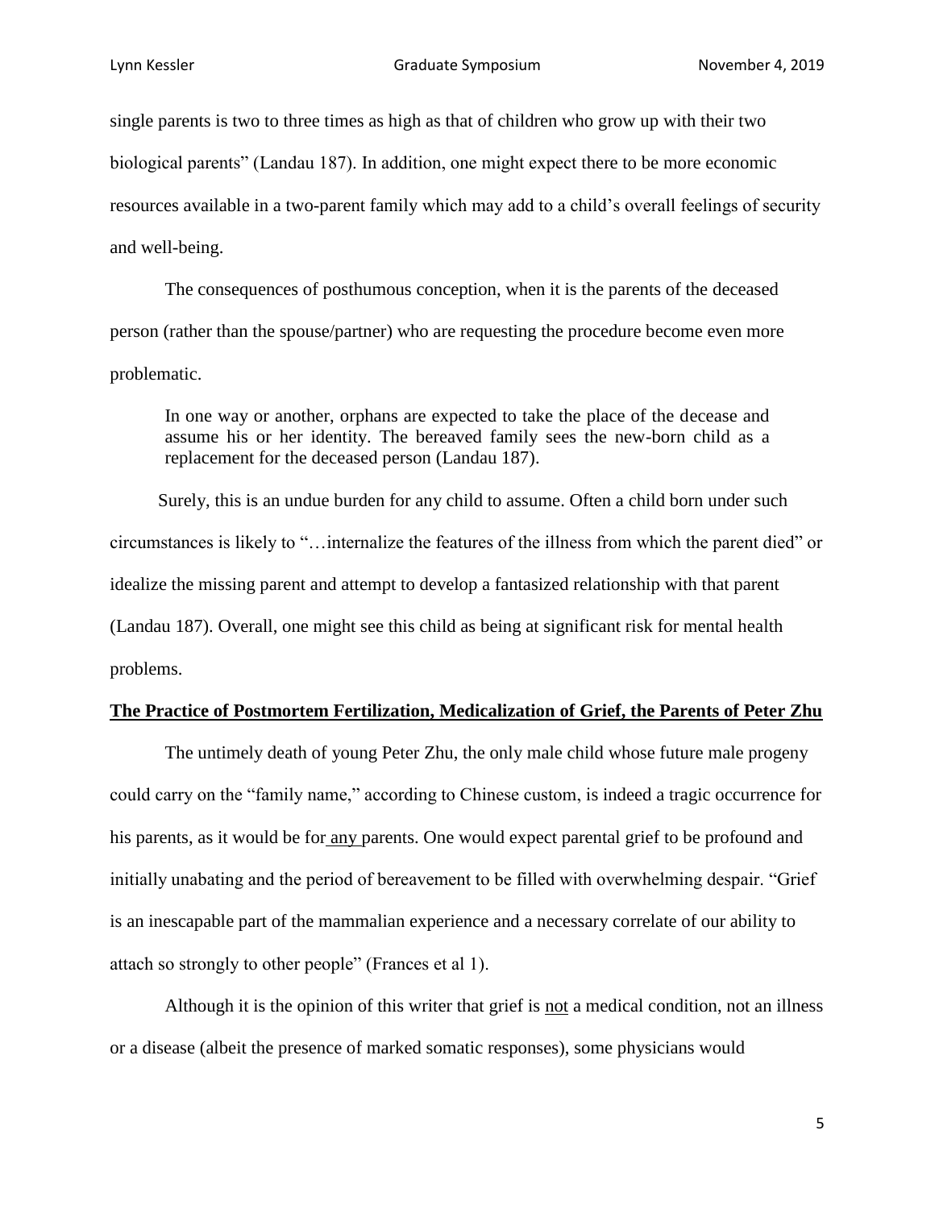single parents is two to three times as high as that of children who grow up with their two biological parents" (Landau 187). In addition, one might expect there to be more economic resources available in a two-parent family which may add to a child's overall feelings of security and well-being.

The consequences of posthumous conception, when it is the parents of the deceased person (rather than the spouse/partner) who are requesting the procedure become even more problematic.

> In one way or another, orphans are expected to take the place of the decease and assume his or her identity. The bereaved family sees the new-born child as a replacement for the deceased person (Landau 187).

Surely, this is an undue burden for any child to assume. Often a child born under such circumstances is likely to "…internalize the features of the illness from which the parent died" or idealize the missing parent and attempt to develop a fantasized relationship with that parent (Landau 187). Overall, one might see this child as being at significant risk for mental health problems.

**The Practice of Postmortem Fertilization, Medicalization of Grief, the Parents of Peter Zhu**

The untimely death of young Peter Zhu, the only male child whose future male progeny could carry on the "family name," according to Chinese custom, is indeed a tragic occurrence for his parents, as it would be for any parents. One would expect parental grief to be profound and initially unabating and the period of bereavement to be filled with overwhelming despair. "Grief is an inescapable part of the mammalian experience and a necessary correlate of our ability to attach so strongly to other people" (Frances et al 1).

Although it is the opinion of this writer that grief is not a medical condition, not an illness or a disease (albeit the presence of marked somatic responses), some physicians would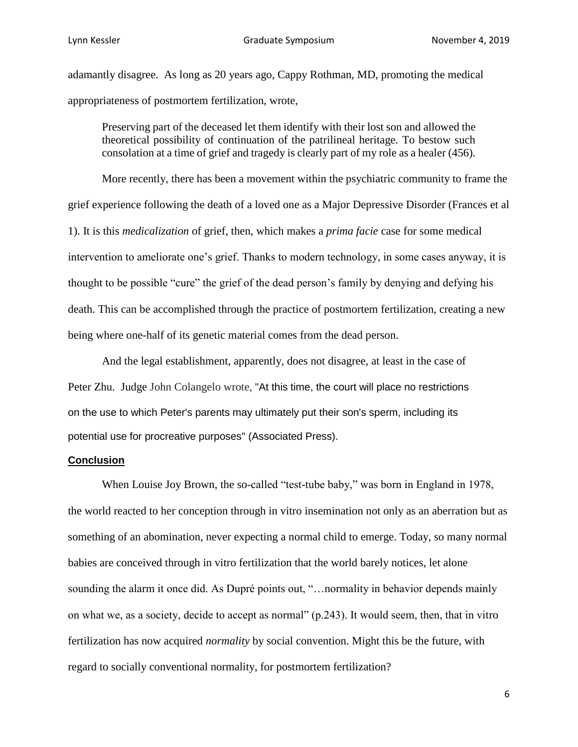adamantly disagree. As long as 20 years ago, Cappy Rothman, MD, promoting the medical appropriateness of postmortem fertilization, wrote,

> Preserving part of the deceased let them identify with their lost son and allowed the theoretical possibility of continuation of the patrilineal heritage. To bestow such consolation at a time of grief and tragedy is clearly part of my role as a healer (456).

More recently, there has been a movement within the psychiatric community to frame the grief experience following the death of a loved one as a Major Depressive Disorder (Frances et al 1). It is this *medicalization* of grief, then, which makes a *prima facie* case for some medical intervention to ameliorate one's grief. Thanks to modern technology, in some cases anyway, it is thought to be possible "cure" the grief of the dead person's family by denying and defying his death. This can be accomplished through the practice of postmortem fertilization, creating a new being where one-half of its genetic material comes from the dead person.

And the legal establishment, apparently, does not disagree, at least in the case of Peter Zhu. Judge John Colangelo wrote, "At this time, the court will place no restrictions on the use to which Peter's parents may ultimately put their son's sperm, including its potential use for procreative purposes" (Associated Press).

**Conclusion**

When Louise Joy Brown, the so-called "test-tube baby," was born in England in 1978, the world reacted to her conception through in vitro insemination not only as an aberration but as something of an abomination, never expecting a normal child to emerge. Today, so many normal babies are conceived through in vitro fertilization that the world barely notices, let alone sounding the alarm it once did. As Dupré points out, "…normality in behavior depends mainly on what we, as a society, decide to accept as normal" (p.243). It would seem, then, that in vitro fertilization has now acquired *normality* by social convention. Might this be the future, with regard to socially conventional normality, for postmortem fertilization?